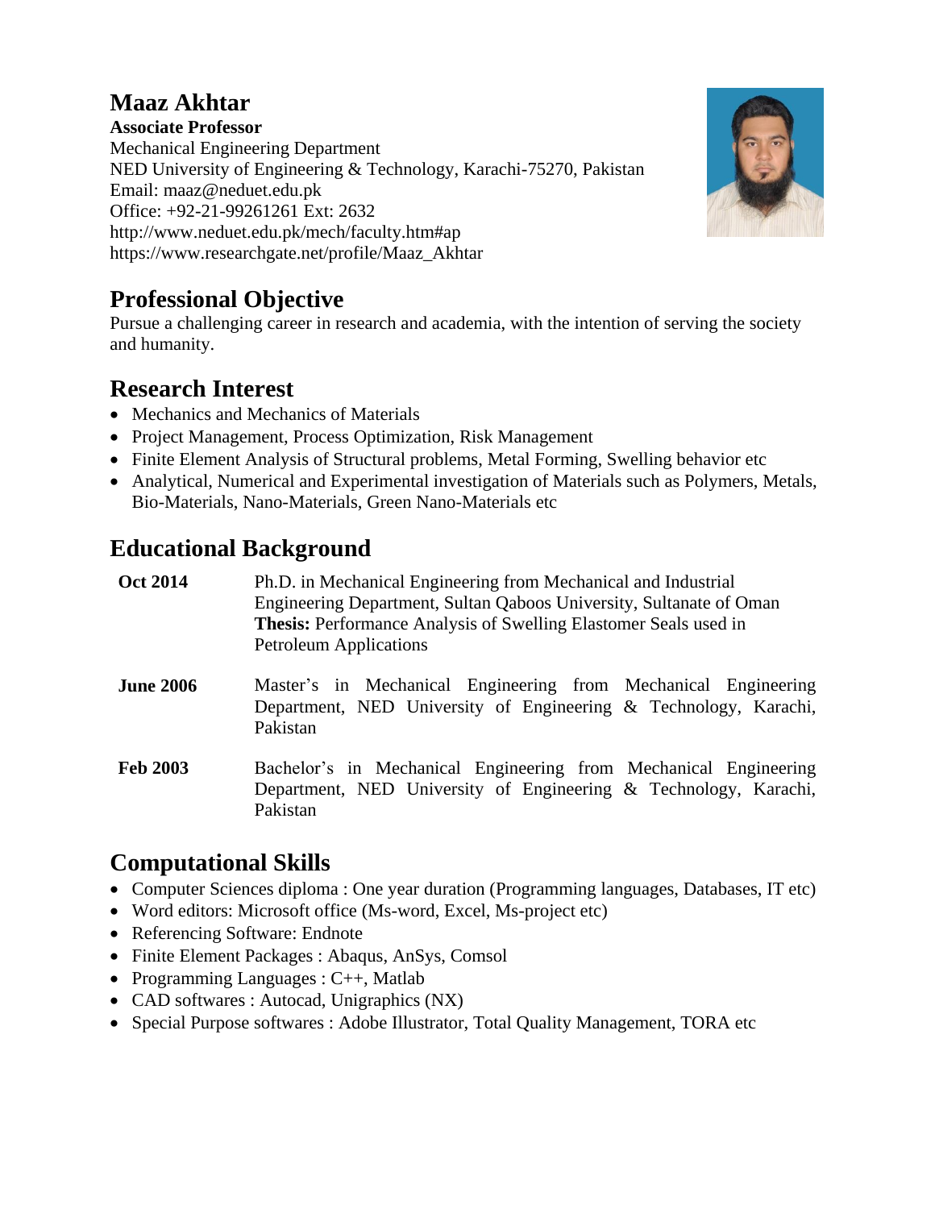# Maaz Akhtar

**Associate Professor**
Mechanical Engineering Department
NED University of Engineering & Technology, Karachi-75270, Pakistan
Email: maaz@neduet.edu.pk
Office: +92-21-99261261 Ext: 2632
http://www.neduet.edu.pk/mech/faculty.htm#ap
https://www.researchgate.net/profile/Maaz_Akhtar

## Professional Objective

Pursue a challenging career in research and academia, with the intention of serving the society and humanity.

## Research Interest

- Mechanics and Mechanics of Materials
- Project Management, Process Optimization, Risk Management
- Finite Element Analysis of Structural problems, Metal Forming, Swelling behavior etc
- Analytical, Numerical and Experimental investigation of Materials such as Polymers, Metals, Bio-Materials, Nano-Materials, Green Nano-Materials etc

## Educational Background

| | |
|---|---|
| **Oct 2014** | Ph.D. in Mechanical Engineering from Mechanical and Industrial Engineering Department, Sultan Qaboos University, Sultanate of Oman **Thesis:** Performance Analysis of Swelling Elastomer Seals used in Petroleum Applications |
| **June 2006** | Master's in Mechanical Engineering from Mechanical Engineering Department, NED University of Engineering & Technology, Karachi, Pakistan |
| **Feb 2003** | Bachelor's in Mechanical Engineering from Mechanical Engineering Department, NED University of Engineering & Technology, Karachi, Pakistan |

## Computational Skills

- Computer Sciences diploma : One year duration (Programming languages, Databases, IT etc)
- Word editors: Microsoft office (Ms-word, Excel, Ms-project etc)
- Referencing Software: Endnote
- Finite Element Packages : Abaqus, AnSys, Comsol
- Programming Languages : C++, Matlab
- CAD softwares : Autocad, Unigraphics (NX)
- Special Purpose softwares : Adobe Illustrator, Total Quality Management, TORA etc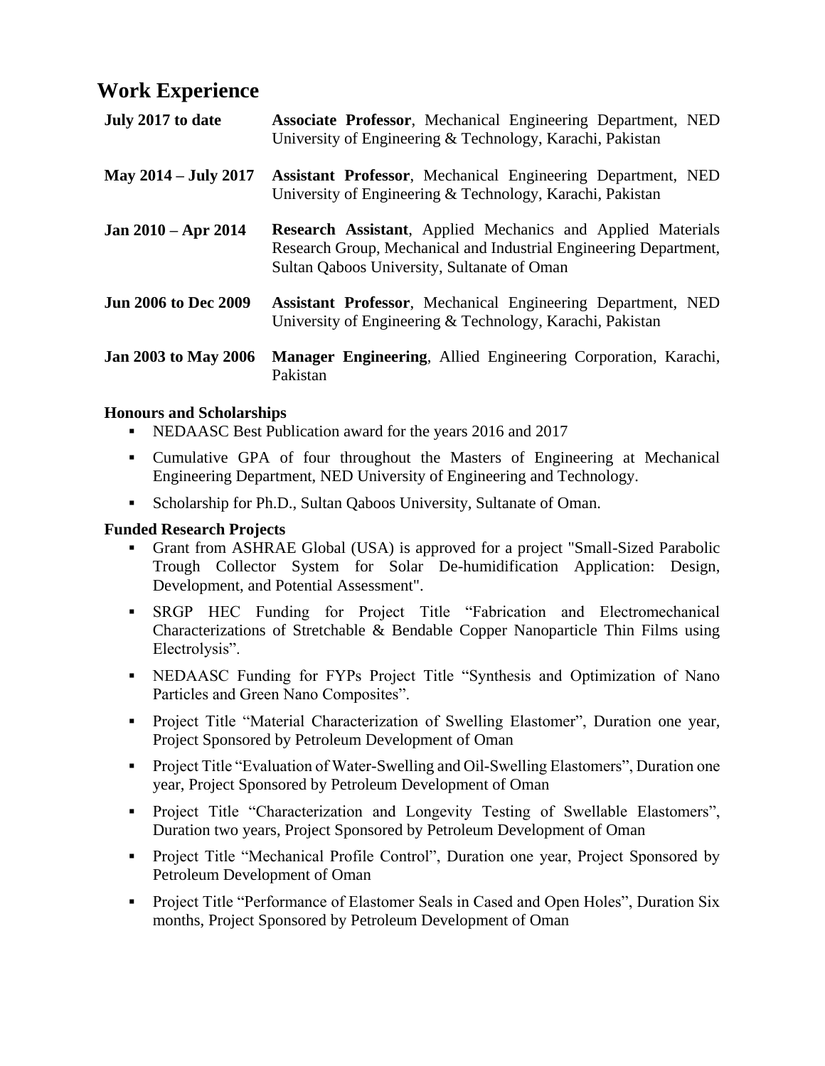## Work Experience

| | |
|---|---|
| **July 2017 to date** | **Associate Professor**, Mechanical Engineering Department, NED University of Engineering & Technology, Karachi, Pakistan |
| **May 2014 – July 2017** | **Assistant Professor**, Mechanical Engineering Department, NED University of Engineering & Technology, Karachi, Pakistan |
| **Jan 2010 – Apr 2014** | **Research Assistant**, Applied Mechanics and Applied Materials Research Group, Mechanical and Industrial Engineering Department, Sultan Qaboos University, Sultanate of Oman |
| **Jun 2006 to Dec 2009** | **Assistant Professor**, Mechanical Engineering Department, NED University of Engineering & Technology, Karachi, Pakistan |
| **Jan 2003 to May 2006** | **Manager Engineering**, Allied Engineering Corporation, Karachi, Pakistan |

### Honours and Scholarships

- NEDAASC Best Publication award for the years 2016 and 2017
- Cumulative GPA of four throughout the Masters of Engineering at Mechanical Engineering Department, NED University of Engineering and Technology.
- Scholarship for Ph.D., Sultan Qaboos University, Sultanate of Oman.

### Funded Research Projects

- Grant from ASHRAE Global (USA) is approved for a project "Small-Sized Parabolic Trough Collector System for Solar De-humidification Application: Design, Development, and Potential Assessment".
- SRGP HEC Funding for Project Title "Fabrication and Electromechanical Characterizations of Stretchable & Bendable Copper Nanoparticle Thin Films using Electrolysis".
- NEDAASC Funding for FYPs Project Title "Synthesis and Optimization of Nano Particles and Green Nano Composites".
- Project Title "Material Characterization of Swelling Elastomer", Duration one year, Project Sponsored by Petroleum Development of Oman
- Project Title "Evaluation of Water-Swelling and Oil-Swelling Elastomers", Duration one year, Project Sponsored by Petroleum Development of Oman
- Project Title "Characterization and Longevity Testing of Swellable Elastomers", Duration two years, Project Sponsored by Petroleum Development of Oman
- Project Title "Mechanical Profile Control", Duration one year, Project Sponsored by Petroleum Development of Oman
- Project Title "Performance of Elastomer Seals in Cased and Open Holes", Duration Six months, Project Sponsored by Petroleum Development of Oman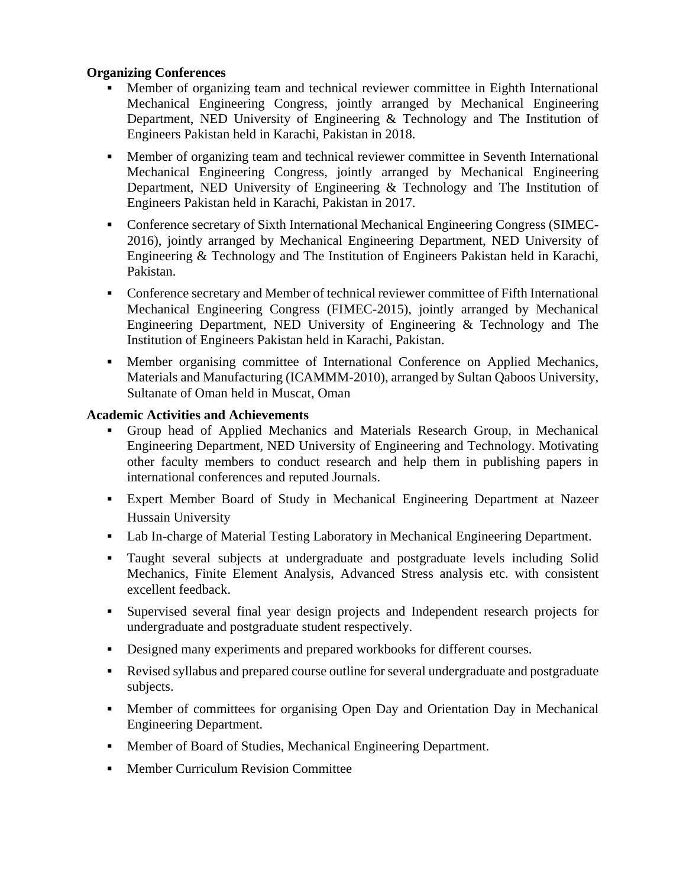**Organizing Conferences**

- Member of organizing team and technical reviewer committee in Eighth International Mechanical Engineering Congress, jointly arranged by Mechanical Engineering Department, NED University of Engineering & Technology and The Institution of Engineers Pakistan held in Karachi, Pakistan in 2018.
- Member of organizing team and technical reviewer committee in Seventh International Mechanical Engineering Congress, jointly arranged by Mechanical Engineering Department, NED University of Engineering & Technology and The Institution of Engineers Pakistan held in Karachi, Pakistan in 2017.
- Conference secretary of Sixth International Mechanical Engineering Congress (SIMEC-2016), jointly arranged by Mechanical Engineering Department, NED University of Engineering & Technology and The Institution of Engineers Pakistan held in Karachi, Pakistan.
- Conference secretary and Member of technical reviewer committee of Fifth International Mechanical Engineering Congress (FIMEC-2015), jointly arranged by Mechanical Engineering Department, NED University of Engineering & Technology and The Institution of Engineers Pakistan held in Karachi, Pakistan.
- Member organising committee of International Conference on Applied Mechanics, Materials and Manufacturing (ICAMMM-2010), arranged by Sultan Qaboos University, Sultanate of Oman held in Muscat, Oman

**Academic Activities and Achievements**

- Group head of Applied Mechanics and Materials Research Group, in Mechanical Engineering Department, NED University of Engineering and Technology. Motivating other faculty members to conduct research and help them in publishing papers in international conferences and reputed Journals.
- Expert Member Board of Study in Mechanical Engineering Department at Nazeer Hussain University
- Lab In-charge of Material Testing Laboratory in Mechanical Engineering Department.
- Taught several subjects at undergraduate and postgraduate levels including Solid Mechanics, Finite Element Analysis, Advanced Stress analysis etc. with consistent excellent feedback.
- Supervised several final year design projects and Independent research projects for undergraduate and postgraduate student respectively.
- Designed many experiments and prepared workbooks for different courses.
- Revised syllabus and prepared course outline for several undergraduate and postgraduate subjects.
- Member of committees for organising Open Day and Orientation Day in Mechanical Engineering Department.
- Member of Board of Studies, Mechanical Engineering Department.
- Member Curriculum Revision Committee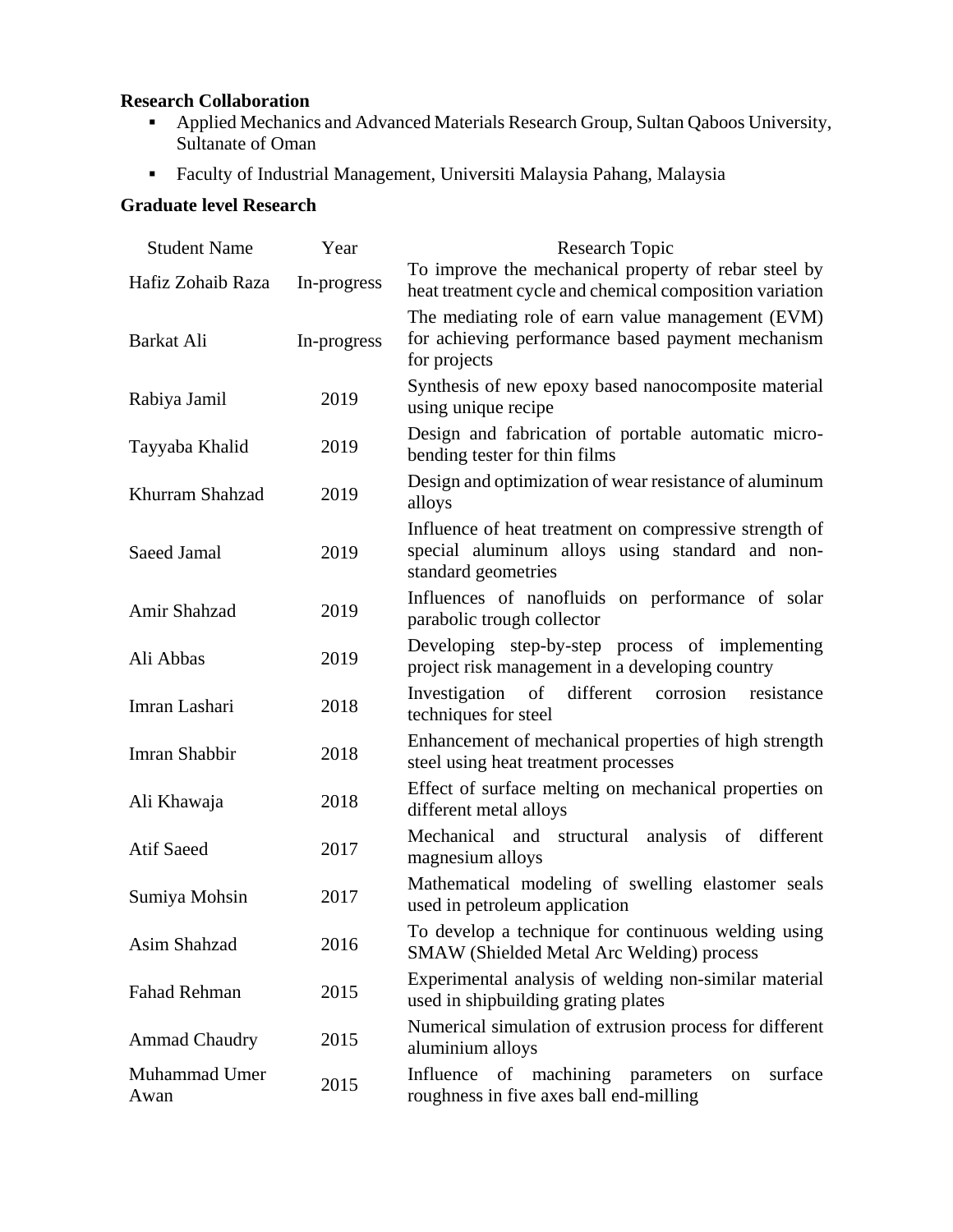**Research Collaboration**

- Applied Mechanics and Advanced Materials Research Group, Sultan Qaboos University, Sultanate of Oman
- Faculty of Industrial Management, Universiti Malaysia Pahang, Malaysia

**Graduate level Research**

| Student Name | Year | Research Topic |
|---|---|---|
| Hafiz Zohaib Raza | In-progress | To improve the mechanical property of rebar steel by heat treatment cycle and chemical composition variation |
| Barkat Ali | In-progress | The mediating role of earn value management (EVM) for achieving performance based payment mechanism for projects |
| Rabiya Jamil | 2019 | Synthesis of new epoxy based nanocomposite material using unique recipe |
| Tayyaba Khalid | 2019 | Design and fabrication of portable automatic micro-bending tester for thin films |
| Khurram Shahzad | 2019 | Design and optimization of wear resistance of aluminum alloys |
| Saeed Jamal | 2019 | Influence of heat treatment on compressive strength of special aluminum alloys using standard and non-standard geometries |
| Amir Shahzad | 2019 | Influences of nanofluids on performance of solar parabolic trough collector |
| Ali Abbas | 2019 | Developing step-by-step process of implementing project risk management in a developing country |
| Imran Lashari | 2018 | Investigation of different corrosion resistance techniques for steel |
| Imran Shabbir | 2018 | Enhancement of mechanical properties of high strength steel using heat treatment processes |
| Ali Khawaja | 2018 | Effect of surface melting on mechanical properties on different metal alloys |
| Atif Saeed | 2017 | Mechanical and structural analysis of different magnesium alloys |
| Sumiya Mohsin | 2017 | Mathematical modeling of swelling elastomer seals used in petroleum application |
| Asim Shahzad | 2016 | To develop a technique for continuous welding using SMAW (Shielded Metal Arc Welding) process |
| Fahad Rehman | 2015 | Experimental analysis of welding non-similar material used in shipbuilding grating plates |
| Ammad Chaudry | 2015 | Numerical simulation of extrusion process for different aluminium alloys |
| Muhammad Umer Awan | 2015 | Influence of machining parameters on surface roughness in five axes ball end-milling |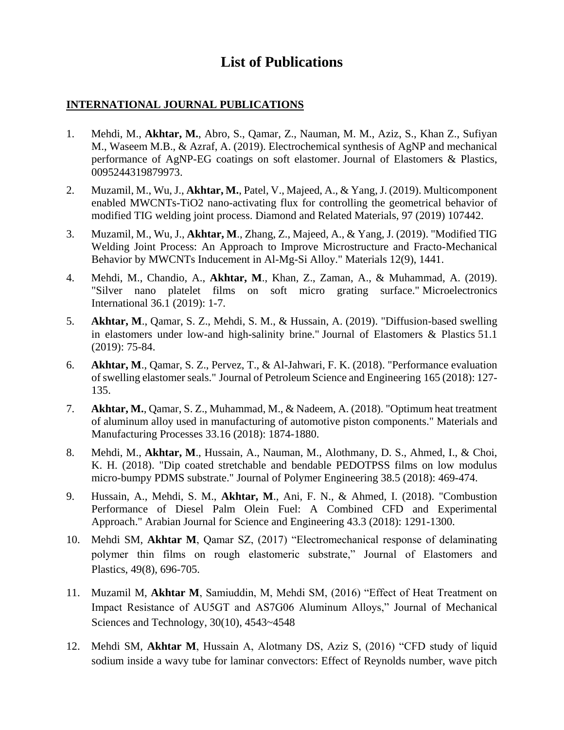# List of Publications

## INTERNATIONAL JOURNAL PUBLICATIONS

1. Mehdi, M., **Akhtar, M.**, Abro, S., Qamar, Z., Nauman, M. M., Aziz, S., Khan Z., Sufiyan M., Waseem M.B., & Azraf, A. (2019). Electrochemical synthesis of AgNP and mechanical performance of AgNP-EG coatings on soft elastomer. Journal of Elastomers & Plastics, 0095244319879973.
2. Muzamil, M., Wu, J., **Akhtar, M.**, Patel, V., Majeed, A., & Yang, J. (2019). Multicomponent enabled MWCNTs-TiO2 nano-activating flux for controlling the geometrical behavior of modified TIG welding joint process. Diamond and Related Materials, 97 (2019) 107442.
3. Muzamil, M., Wu, J., **Akhtar, M**., Zhang, Z., Majeed, A., & Yang, J. (2019). "Modified TIG Welding Joint Process: An Approach to Improve Microstructure and Fracto-Mechanical Behavior by MWCNTs Inducement in Al-Mg-Si Alloy." Materials 12(9), 1441.
4. Mehdi, M., Chandio, A., **Akhtar, M**., Khan, Z., Zaman, A., & Muhammad, A. (2019). "Silver nano platelet films on soft micro grating surface." Microelectronics International 36.1 (2019): 1-7.
5. **Akhtar, M**., Qamar, S. Z., Mehdi, S. M., & Hussain, A. (2019). "Diffusion-based swelling in elastomers under low-and high-salinity brine." Journal of Elastomers & Plastics 51.1 (2019): 75-84.
6. **Akhtar, M**., Qamar, S. Z., Pervez, T., & Al-Jahwari, F. K. (2018). "Performance evaluation of swelling elastomer seals." Journal of Petroleum Science and Engineering 165 (2018): 127-135.
7. **Akhtar, M.**, Qamar, S. Z., Muhammad, M., & Nadeem, A. (2018). "Optimum heat treatment of aluminum alloy used in manufacturing of automotive piston components." Materials and Manufacturing Processes 33.16 (2018): 1874-1880.
8. Mehdi, M., **Akhtar, M**., Hussain, A., Nauman, M., Alothmany, D. S., Ahmed, I., & Choi, K. H. (2018). "Dip coated stretchable and bendable PEDOTPSS films on low modulus micro-bumpy PDMS substrate." Journal of Polymer Engineering 38.5 (2018): 469-474.
9. Hussain, A., Mehdi, S. M., **Akhtar, M**., Ani, F. N., & Ahmed, I. (2018). "Combustion Performance of Diesel Palm Olein Fuel: A Combined CFD and Experimental Approach." Arabian Journal for Science and Engineering 43.3 (2018): 1291-1300.
10. Mehdi SM, **Akhtar M**, Qamar SZ, (2017) "Electromechanical response of delaminating polymer thin films on rough elastomeric substrate," Journal of Elastomers and Plastics, 49(8), 696-705.
11. Muzamil M, **Akhtar M**, Samiuddin, M, Mehdi SM, (2016) "Effect of Heat Treatment on Impact Resistance of AU5GT and AS7G06 Aluminum Alloys," Journal of Mechanical Sciences and Technology, 30(10), 4543~4548
12. Mehdi SM, **Akhtar M**, Hussain A, Alotmany DS, Aziz S, (2016) "CFD study of liquid sodium inside a wavy tube for laminar convectors: Effect of Reynolds number, wave pitch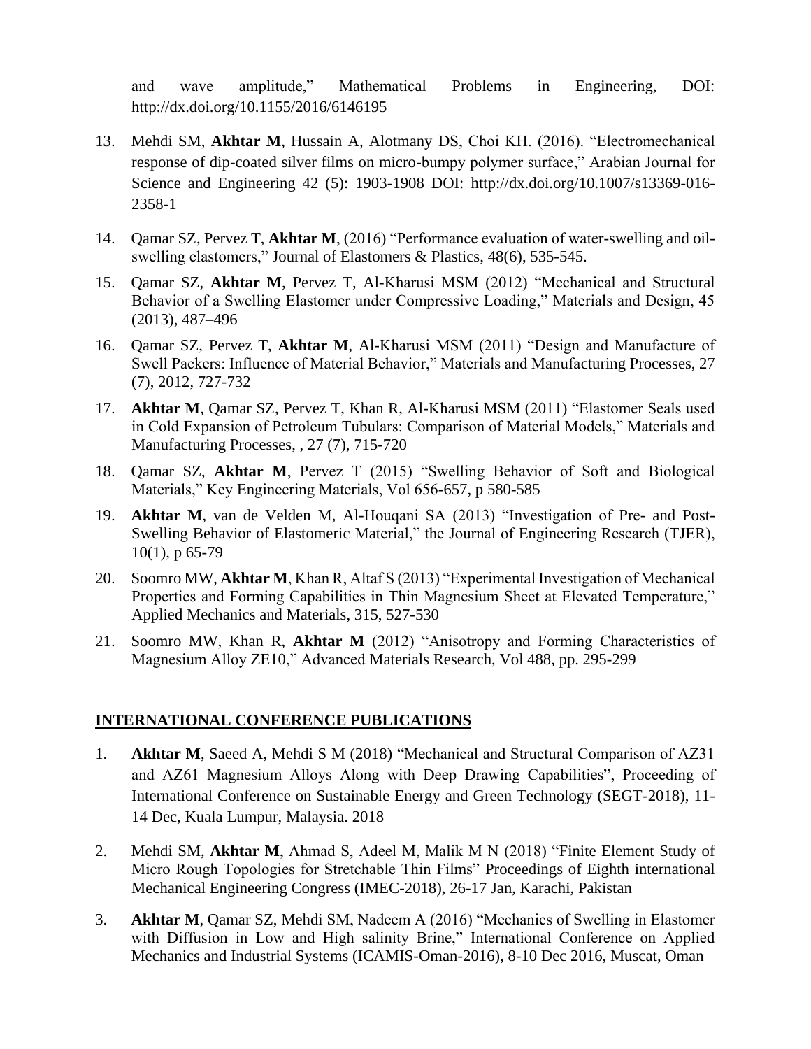and wave amplitude," Mathematical Problems in Engineering, DOI: http://dx.doi.org/10.1155/2016/6146195

13. Mehdi SM, **Akhtar M**, Hussain A, Alotmany DS, Choi KH. (2016). "Electromechanical response of dip-coated silver films on micro-bumpy polymer surface," Arabian Journal for Science and Engineering 42 (5): 1903-1908 DOI: http://dx.doi.org/10.1007/s13369-016-2358-1

14. Qamar SZ, Pervez T, **Akhtar M**, (2016) "Performance evaluation of water-swelling and oil-swelling elastomers," Journal of Elastomers & Plastics, 48(6), 535-545.

15. Qamar SZ, **Akhtar M**, Pervez T, Al-Kharusi MSM (2012) "Mechanical and Structural Behavior of a Swelling Elastomer under Compressive Loading," Materials and Design, 45 (2013), 487–496

16. Qamar SZ, Pervez T, **Akhtar M**, Al-Kharusi MSM (2011) "Design and Manufacture of Swell Packers: Influence of Material Behavior," Materials and Manufacturing Processes, 27 (7), 2012, 727-732

17. **Akhtar M**, Qamar SZ, Pervez T, Khan R, Al-Kharusi MSM (2011) "Elastomer Seals used in Cold Expansion of Petroleum Tubulars: Comparison of Material Models," Materials and Manufacturing Processes, , 27 (7), 715-720

18. Qamar SZ, **Akhtar M**, Pervez T (2015) "Swelling Behavior of Soft and Biological Materials," Key Engineering Materials, Vol 656-657, p 580-585

19. **Akhtar M**, van de Velden M, Al-Houqani SA (2013) "Investigation of Pre- and Post-Swelling Behavior of Elastomeric Material," the Journal of Engineering Research (TJER), 10(1), p 65-79

20. Soomro MW, **Akhtar M**, Khan R, Altaf S (2013) "Experimental Investigation of Mechanical Properties and Forming Capabilities in Thin Magnesium Sheet at Elevated Temperature," Applied Mechanics and Materials, 315, 527-530

21. Soomro MW, Khan R, **Akhtar M** (2012) "Anisotropy and Forming Characteristics of Magnesium Alloy ZE10," Advanced Materials Research, Vol 488, pp. 295-299

## INTERNATIONAL CONFERENCE PUBLICATIONS

1. **Akhtar M**, Saeed A, Mehdi S M (2018) "Mechanical and Structural Comparison of AZ31 and AZ61 Magnesium Alloys Along with Deep Drawing Capabilities", Proceeding of International Conference on Sustainable Energy and Green Technology (SEGT-2018), 11-14 Dec, Kuala Lumpur, Malaysia. 2018

2. Mehdi SM, **Akhtar M**, Ahmad S, Adeel M, Malik M N (2018) "Finite Element Study of Micro Rough Topologies for Stretchable Thin Films" Proceedings of Eighth international Mechanical Engineering Congress (IMEC-2018), 26-17 Jan, Karachi, Pakistan

3. **Akhtar M**, Qamar SZ, Mehdi SM, Nadeem A (2016) "Mechanics of Swelling in Elastomer with Diffusion in Low and High salinity Brine," International Conference on Applied Mechanics and Industrial Systems (ICAMIS-Oman-2016), 8-10 Dec 2016, Muscat, Oman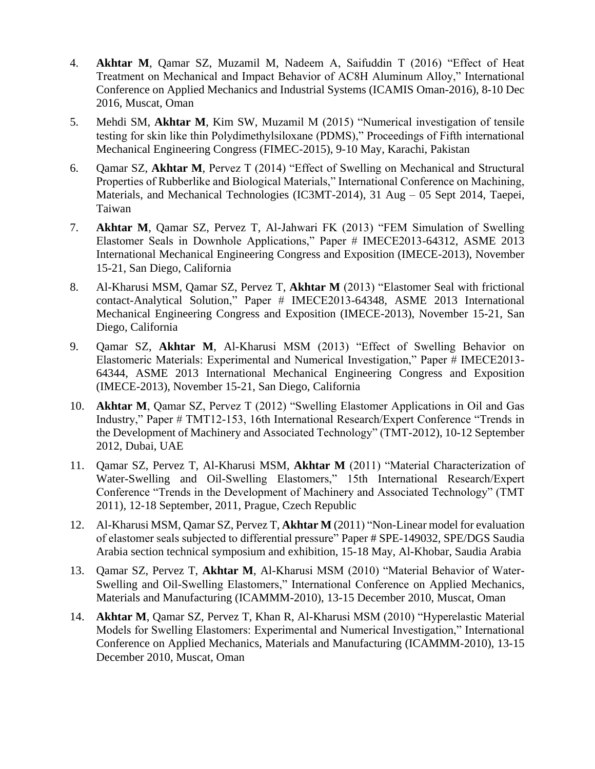4. **Akhtar M**, Qamar SZ, Muzamil M, Nadeem A, Saifuddin T (2016) "Effect of Heat Treatment on Mechanical and Impact Behavior of AC8H Aluminum Alloy," International Conference on Applied Mechanics and Industrial Systems (ICAMIS Oman-2016), 8-10 Dec 2016, Muscat, Oman

5. Mehdi SM, **Akhtar M**, Kim SW, Muzamil M (2015) "Numerical investigation of tensile testing for skin like thin Polydimethylsiloxane (PDMS)," Proceedings of Fifth international Mechanical Engineering Congress (FIMEC-2015), 9-10 May, Karachi, Pakistan

6. Qamar SZ, **Akhtar M**, Pervez T (2014) "Effect of Swelling on Mechanical and Structural Properties of Rubberlike and Biological Materials," International Conference on Machining, Materials, and Mechanical Technologies (IC3MT-2014), 31 Aug – 05 Sept 2014, Taepei, Taiwan

7. **Akhtar M**, Qamar SZ, Pervez T, Al-Jahwari FK (2013) "FEM Simulation of Swelling Elastomer Seals in Downhole Applications," Paper # IMECE2013-64312, ASME 2013 International Mechanical Engineering Congress and Exposition (IMECE-2013), November 15-21, San Diego, California

8. Al-Kharusi MSM, Qamar SZ, Pervez T, **Akhtar M** (2013) "Elastomer Seal with frictional contact-Analytical Solution," Paper # IMECE2013-64348, ASME 2013 International Mechanical Engineering Congress and Exposition (IMECE-2013), November 15-21, San Diego, California

9. Qamar SZ, **Akhtar M**, Al-Kharusi MSM (2013) "Effect of Swelling Behavior on Elastomeric Materials: Experimental and Numerical Investigation," Paper # IMECE2013-64344, ASME 2013 International Mechanical Engineering Congress and Exposition (IMECE-2013), November 15-21, San Diego, California

10. **Akhtar M**, Qamar SZ, Pervez T (2012) "Swelling Elastomer Applications in Oil and Gas Industry," Paper # TMT12-153, 16th International Research/Expert Conference "Trends in the Development of Machinery and Associated Technology" (TMT-2012), 10-12 September 2012, Dubai, UAE

11. Qamar SZ, Pervez T, Al-Kharusi MSM, **Akhtar M** (2011) "Material Characterization of Water-Swelling and Oil-Swelling Elastomers," 15th International Research/Expert Conference "Trends in the Development of Machinery and Associated Technology" (TMT 2011), 12-18 September, 2011, Prague, Czech Republic

12. Al-Kharusi MSM, Qamar SZ, Pervez T, **Akhtar M** (2011) "Non-Linear model for evaluation of elastomer seals subjected to differential pressure" Paper # SPE-149032, SPE/DGS Saudia Arabia section technical symposium and exhibition, 15-18 May, Al-Khobar, Saudia Arabia

13. Qamar SZ, Pervez T, **Akhtar M**, Al-Kharusi MSM (2010) "Material Behavior of Water-Swelling and Oil-Swelling Elastomers," International Conference on Applied Mechanics, Materials and Manufacturing (ICAMMM-2010), 13-15 December 2010, Muscat, Oman

14. **Akhtar M**, Qamar SZ, Pervez T, Khan R, Al-Kharusi MSM (2010) "Hyperelastic Material Models for Swelling Elastomers: Experimental and Numerical Investigation," International Conference on Applied Mechanics, Materials and Manufacturing (ICAMMM-2010), 13-15 December 2010, Muscat, Oman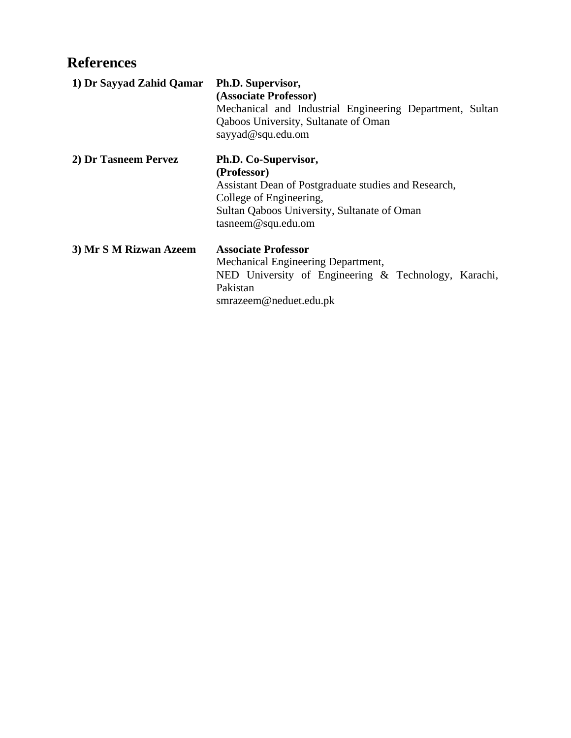## References

| | |
|---|---|
| **1) Dr Sayyad Zahid Qamar** | **Ph.D. Supervisor,**<br>**(Associate Professor)**<br>Mechanical and Industrial Engineering Department, Sultan Qaboos University, Sultanate of Oman<br>sayyad@squ.edu.om |
| **2) Dr Tasneem Pervez** | **Ph.D. Co-Supervisor,**<br>**(Professor)**<br>Assistant Dean of Postgraduate studies and Research,<br>College of Engineering,<br>Sultan Qaboos University, Sultanate of Oman<br>tasneem@squ.edu.om |
| **3) Mr S M Rizwan Azeem** | **Associate Professor**<br>Mechanical Engineering Department,<br>NED University of Engineering & Technology, Karachi, Pakistan<br>smrazeem@neduet.edu.pk |